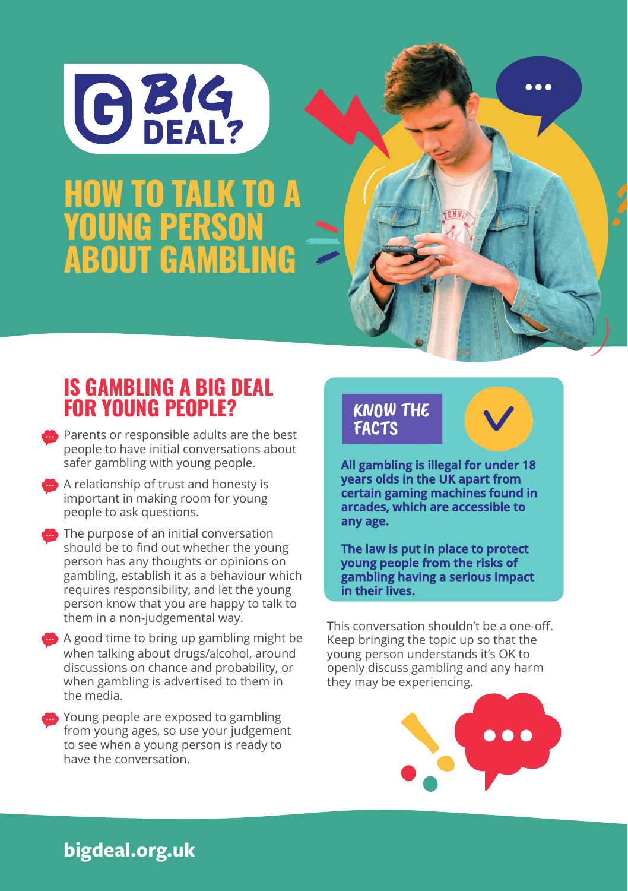BIG DEAL?

# HOW TO TALK TO A YOUNG PERSON ABOUT GAMBLING

## IS GAMBLING A BIG DEAL FOR YOUNG PEOPLE?

- Parents or responsible adults are the best people to have initial conversations about safer gambling with young people.
- A relationship of trust and honesty is important in making room for young people to ask questions.
- The purpose of an initial conversation should be to find out whether the young person has any thoughts or opinions on gambling, establish it as a behaviour which requires responsibility, and let the young person know that you are happy to talk to them in a non-judgemental way.
- A good time to bring up gambling might be when talking about drugs/alcohol, around discussions on chance and probability, or when gambling is advertised to them in the media.
- Young people are exposed to gambling from young ages, so use your judgement to see when a young person is ready to have the conversation.

### KNOW THE FACTS

**All gambling is illegal for under 18 years olds in the UK apart from certain gaming machines found in arcades, which are accessible to any age.**

**The law is put in place to protect young people from the risks of gambling having a serious impact in their lives.**

This conversation shouldn't be a one-off. Keep bringing the topic up so that the young person understands it's OK to openly discuss gambling and any harm they may be experiencing.

**bigdeal.org.uk**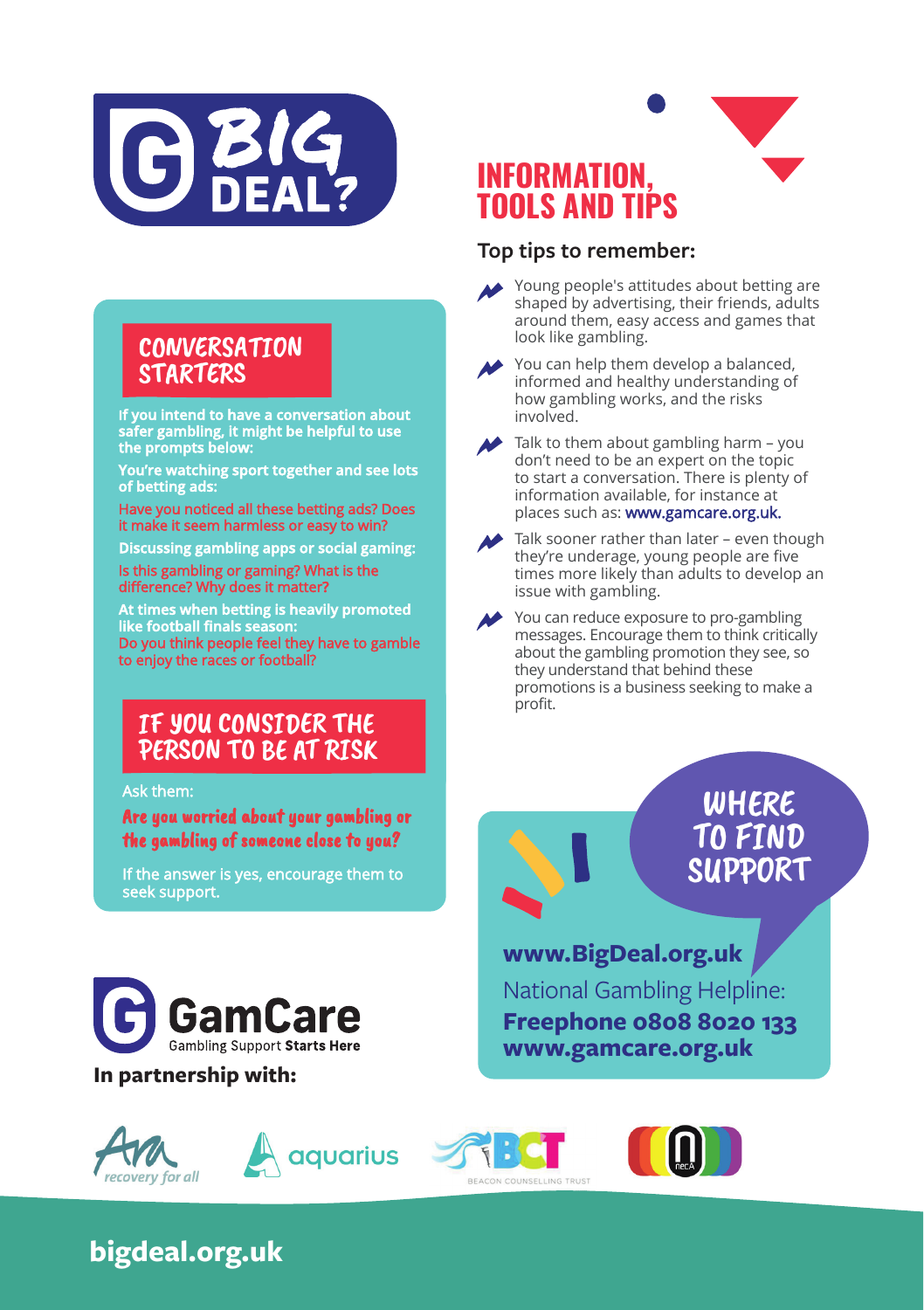# BIG DEAL?

## CONVERSATION STARTERS

**If you intend to have a conversation about safer gambling, it might be helpful to use the prompts below:**

**You're watching sport together and see lots of betting ads:**

Have you noticed all these betting ads? Does it make it seem harmless or easy to win?

**Discussing gambling apps or social gaming:**

Is this gambling or gaming? What is the difference? Why does it matter?

**At times when betting is heavily promoted like football finals season:**

Do you think people feel they have to gamble to enjoy the races or football?

## IF YOU CONSIDER THE PERSON TO BE AT RISK

Ask them:

**Are you worried about your gambling or the gambling of someone close to you?**

If the answer is yes, encourage them to seek support.

## INFORMATION, TOOLS AND TIPS

### Top tips to remember:

- Young people's attitudes about betting are shaped by advertising, their friends, adults around them, easy access and games that look like gambling.
- You can help them develop a balanced, informed and healthy understanding of how gambling works, and the risks involved.
- Talk to them about gambling harm – you don't need to be an expert on the topic to start a conversation. There is plenty of information available, for instance at places such as: www.gamcare.org.uk.
- Talk sooner rather than later – even though they're underage, young people are five times more likely than adults to develop an issue with gambling.
- You can reduce exposure to pro-gambling messages. Encourage them to think critically about the gambling promotion they see, so they understand that behind these promotions is a business seeking to make a profit.

## WHERE TO FIND SUPPORT

**www.BigDeal.org.uk**

National Gambling Helpline:

**Freephone 0808 8020 133**

**www.gamcare.org.uk**

GamCare – Gambling Support Starts Here

**In partnership with:**

Ara – recovery for all

aquarius

BCT – Beacon Counselling Trust

NECA

**bigdeal.org.uk**